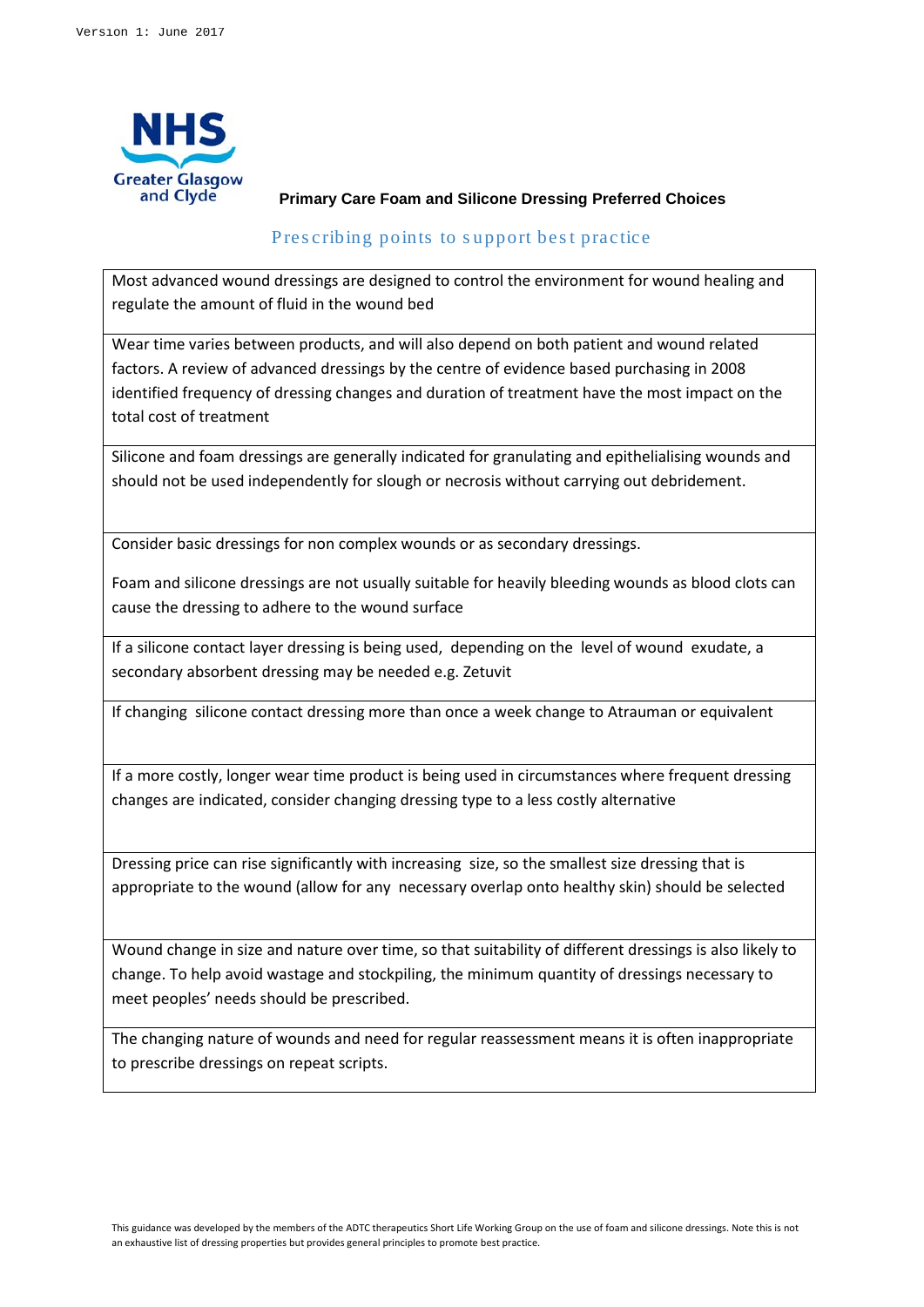Version 1: June 2017

NHS Greater Glasgow and Clyde

# Primary Care Foam and Silicone Dressing Preferred Choices

## Prescribing points to support best practice

| |
|---|
| Most advanced wound dressings are designed to control the environment for wound healing and regulate the amount of fluid in the wound bed |
| Wear time varies between products, and will also depend on both patient and wound related factors. A review of advanced dressings by the centre of evidence based purchasing in 2008 identified frequency of dressing changes and duration of treatment have the most impact on the total cost of treatment |
| Silicone and foam dressings are generally indicated for granulating and epithelialising wounds and should not be used independently for slough or necrosis without carrying out debridement. |
| Consider basic dressings for non complex wounds or as secondary dressings.<br><br>Foam and silicone dressings are not usually suitable for heavily bleeding wounds as blood clots can cause the dressing to adhere to the wound surface |
| If a silicone contact layer dressing is being used, depending on the level of wound exudate, a secondary absorbent dressing may be needed e.g. Zetuvit |
| If changing silicone contact dressing more than once a week change to Atrauman or equivalent |
| If a more costly, longer wear time product is being used in circumstances where frequent dressing changes are indicated, consider changing dressing type to a less costly alternative |
| Dressing price can rise significantly with increasing size, so the smallest size dressing that is appropriate to the wound (allow for any necessary overlap onto healthy skin) should be selected |
| Wound change in size and nature over time, so that suitability of different dressings is also likely to change. To help avoid wastage and stockpiling, the minimum quantity of dressings necessary to meet peoples' needs should be prescribed. |
| The changing nature of wounds and need for regular reassessment means it is often inappropriate to prescribe dressings on repeat scripts. |

This guidance was developed by the members of the ADTC therapeutics Short Life Working Group on the use of foam and silicone dressings. Note this is not an exhaustive list of dressing properties but provides general principles to promote best practice.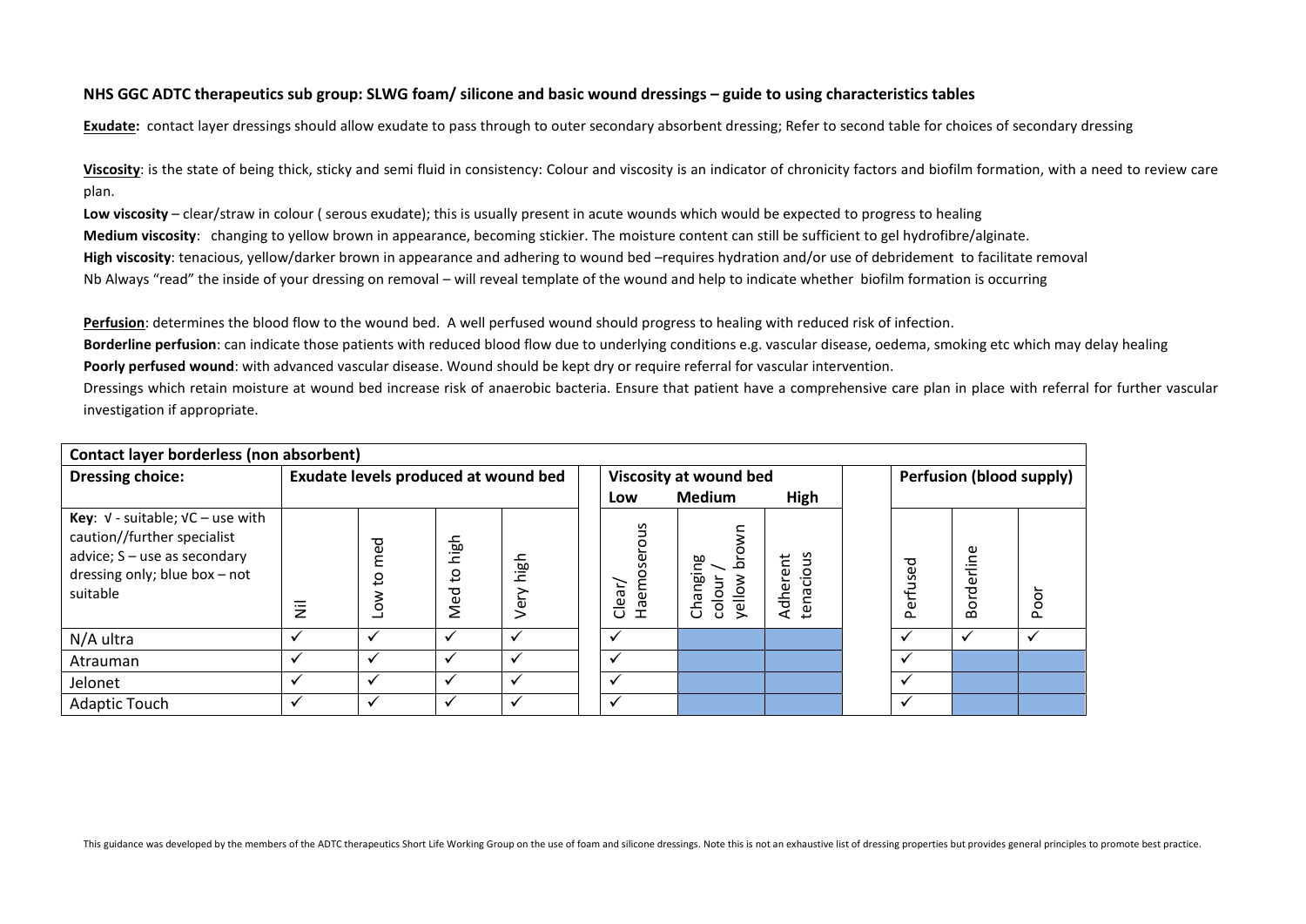## NHS GGC ADTC therapeutics sub group: SLWG foam/ silicone and basic wound dressings – guide to using characteristics tables

**Exudate:** contact layer dressings should allow exudate to pass through to outer secondary absorbent dressing; Refer to second table for choices of secondary dressing

**Viscosity**: is the state of being thick, sticky and semi fluid in consistency: Colour and viscosity is an indicator of chronicity factors and biofilm formation, with a need to review care plan.

**Low viscosity** – clear/straw in colour ( serous exudate); this is usually present in acute wounds which would be expected to progress to healing

**Medium viscosity**: changing to yellow brown in appearance, becoming stickier. The moisture content can still be sufficient to gel hydrofibre/alginate.

**High viscosity**: tenacious, yellow/darker brown in appearance and adhering to wound bed –requires hydration and/or use of debridement to facilitate removal

Nb Always "read" the inside of your dressing on removal – will reveal template of the wound and help to indicate whether biofilm formation is occurring

**Perfusion**: determines the blood flow to the wound bed. A well perfused wound should progress to healing with reduced risk of infection.

**Borderline perfusion**: can indicate those patients with reduced blood flow due to underlying conditions e.g. vascular disease, oedema, smoking etc which may delay healing

**Poorly perfused wound**: with advanced vascular disease. Wound should be kept dry or require referral for vascular intervention.

Dressings which retain moisture at wound bed increase risk of anaerobic bacteria. Ensure that patient have a comprehensive care plan in place with referral for further vascular investigation if appropriate.

**Contact layer borderless (non absorbent)**

| Dressing choice: | Exudate levels produced at wound bed | | | | Viscosity at wound bed – Low | Viscosity at wound bed – Medium | Viscosity at wound bed – High | Perfusion (blood supply) | | |
|---|---|---|---|---|---|---|---|---|---|---|
| Key: √ - suitable; √C – use with caution//further specialist advice; S – use as secondary dressing only; blue box – not suitable | Nil | Low to med | Med to high | Very high | Clear/ Haemoserous | Changing colour / yellow brown | Adherent tenacious | Perfused | Borderline | Poor |
| N/A ultra | ✓ | ✓ | ✓ | ✓ | ✓ | | | ✓ | ✓ | ✓ |
| Atrauman | ✓ | ✓ | ✓ | ✓ | ✓ | | | ✓ | | |
| Jelonet | ✓ | ✓ | ✓ | ✓ | ✓ | | | ✓ | | |
| Adaptic Touch | ✓ | ✓ | ✓ | ✓ | ✓ | | | ✓ | | |

This guidance was developed by the members of the ADTC therapeutics Short Life Working Group on the use of foam and silicone dressings. Note this is not an exhaustive list of dressing properties but provides general principles to promote best practice.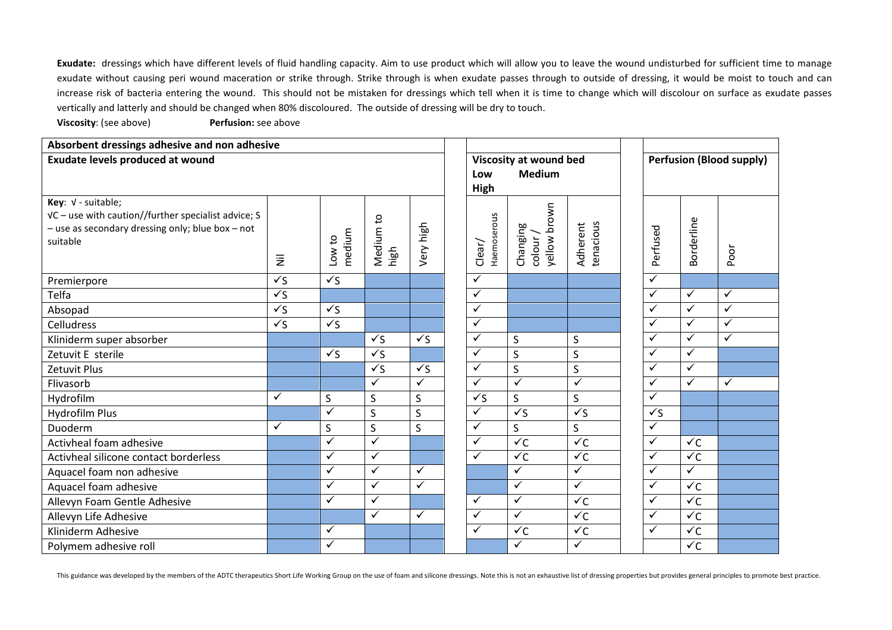**Exudate:** dressings which have different levels of fluid handling capacity. Aim to use product which will allow you to leave the wound undisturbed for sufficient time to manage exudate without causing peri wound maceration or strike through. Strike through is when exudate passes through to outside of dressing, it would be moist to touch and can increase risk of bacteria entering the wound. This should not be mistaken for dressings which tell when it is time to change which will discolour on surface as exudate passes vertically and latterly and should be changed when 80% discoloured. The outside of dressing will be dry to touch.

**Viscosity**: (see above) **Perfusion:** see above

| Absorbent dressings adhesive and non adhesive | | | | | | | | | | |
|---|---|---|---|---|---|---|---|---|---|---|
| **Exudate levels produced at wound** | | | | | **Viscosity at wound bed** Low Medium High | | | **Perfusion (Blood supply)** | | |
| **Key**: √ - suitable; √C – use with caution//further specialist advice; S – use as secondary dressing only; blue box – not suitable | Nil | Low to medium | Medium to high | Very high | Clear/ Haemoserous | Changing colour / yellow brown | Adherent tenacious | Perfused | Borderline | Poor |
| Premierpore | ✓S | ✓S | | | ✓ | | | ✓ | | |
| Telfa | ✓S | | | | ✓ | | | ✓ | ✓ | ✓ |
| Absopad | ✓S | ✓S | | | ✓ | | | ✓ | ✓ | ✓ |
| Celludress | ✓S | ✓S | | | ✓ | | | ✓ | ✓ | ✓ |
| Kliniderm super absorber | | | ✓S | ✓S | ✓ | S | S | ✓ | ✓ | ✓ |
| Zetuvit E sterile | | ✓S | ✓S | | ✓ | S | S | ✓ | ✓ | |
| Zetuvit Plus | | | ✓S | ✓S | ✓ | S | S | ✓ | ✓ | |
| Flivasorb | | | ✓ | ✓ | ✓ | ✓ | ✓ | ✓ | ✓ | ✓ |
| Hydrofilm | ✓ | S | S | S | ✓S | S | S | ✓ | | |
| Hydrofilm Plus | | ✓ | S | S | ✓ | ✓S | ✓S | ✓S | | |
| Duoderm | ✓ | S | S | S | ✓ | S | S | ✓ | | |
| Activheal foam adhesive | | ✓ | ✓ | | ✓ | ✓C | ✓C | ✓ | ✓C | |
| Activheal silicone contact borderless | | ✓ | ✓ | | ✓ | ✓C | ✓C | ✓ | ✓C | |
| Aquacel foam non adhesive | | ✓ | ✓ | ✓ | | ✓ | ✓ | ✓ | ✓ | |
| Aquacel foam adhesive | | ✓ | ✓ | ✓ | | ✓ | ✓ | ✓ | ✓C | |
| Allevyn Foam Gentle Adhesive | | ✓ | ✓ | | ✓ | ✓ | ✓C | ✓ | ✓C | |
| Allevyn Life Adhesive | | | ✓ | ✓ | ✓ | ✓ | ✓C | ✓ | ✓C | |
| Kliniderm Adhesive | | ✓ | | | ✓ | ✓C | ✓C | ✓ | ✓C | |
| Polymem adhesive roll | | ✓ | | | | ✓ | ✓ | | ✓C | |

This guidance was developed by the members of the ADTC therapeutics Short Life Working Group on the use of foam and silicone dressings. Note this is not an exhaustive list of dressing properties but provides general principles to promote best practice.